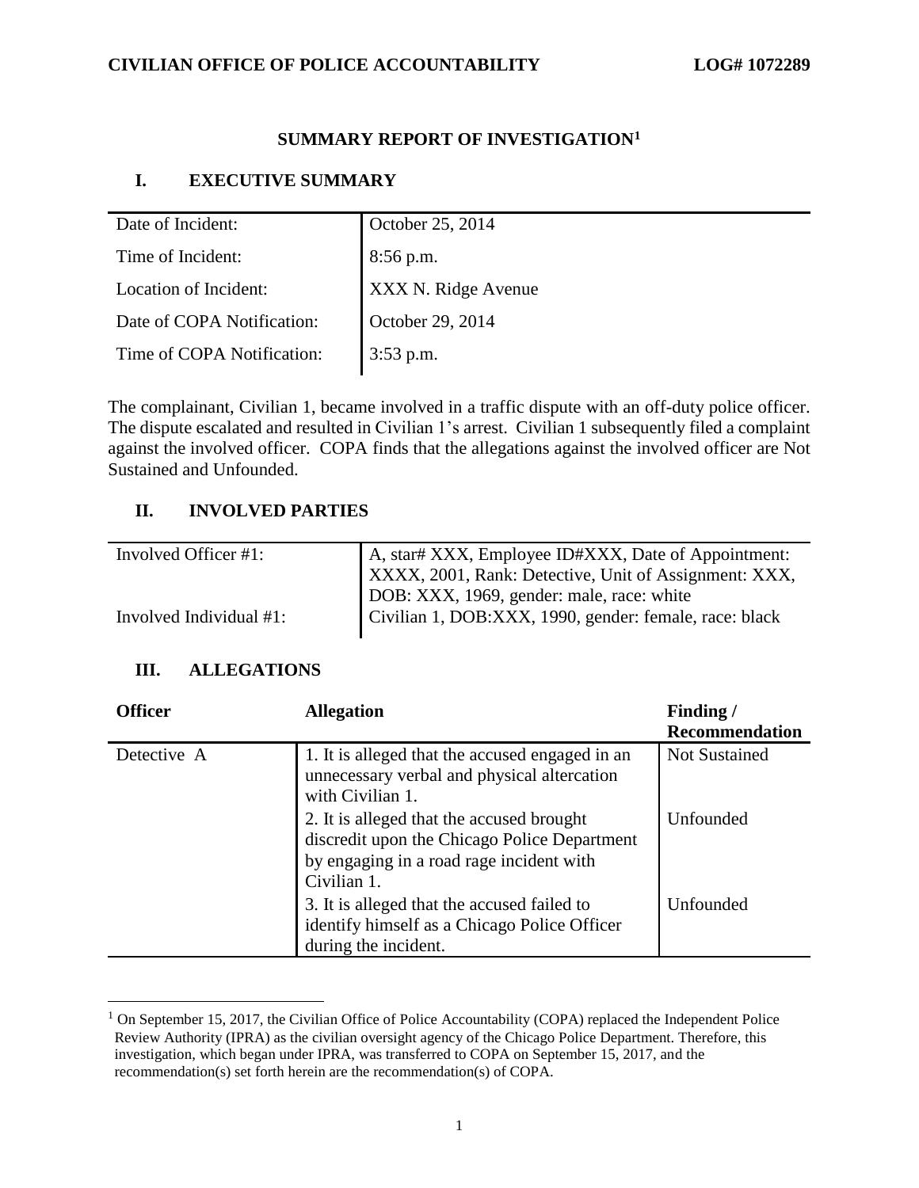# SUMMARY REPORT OF INVESTIGATION[1]

## I. EXECUTIVE SUMMARY

| | |
|---|---|
| Date of Incident: | October 25, 2014 |
| Time of Incident: | 8:56 p.m. |
| Location of Incident: | XXX N. Ridge Avenue |
| Date of COPA Notification: | October 29, 2014 |
| Time of COPA Notification: | 3:53 p.m. |

The complainant, Civilian 1, became involved in a traffic dispute with an off-duty police officer. The dispute escalated and resulted in Civilian 1's arrest. Civilian 1 subsequently filed a complaint against the involved officer. COPA finds that the allegations against the involved officer are Not Sustained and Unfounded.

## II. INVOLVED PARTIES

| | |
|---|---|
| Involved Officer #1: | A, star# XXX, Employee ID#XXX, Date of Appointment: XXXX, 2001, Rank: Detective, Unit of Assignment: XXX, DOB: XXX, 1969, gender: male, race: white |
| Involved Individual #1: | Civilian 1, DOB:XXX, 1990, gender: female, race: black |

## III. ALLEGATIONS

| Officer | Allegation | Finding / Recommendation |
|---|---|---|
| Detective A | 1. It is alleged that the accused engaged in an unnecessary verbal and physical altercation with Civilian 1. | Not Sustained |
| | 2. It is alleged that the accused brought discredit upon the Chicago Police Department by engaging in a road rage incident with Civilian 1. | Unfounded |
| | 3. It is alleged that the accused failed to identify himself as a Chicago Police Officer during the incident. | Unfounded |

[1] On September 15, 2017, the Civilian Office of Police Accountability (COPA) replaced the Independent Police Review Authority (IPRA) as the civilian oversight agency of the Chicago Police Department. Therefore, this investigation, which began under IPRA, was transferred to COPA on September 15, 2017, and the recommendation(s) set forth herein are the recommendation(s) of COPA.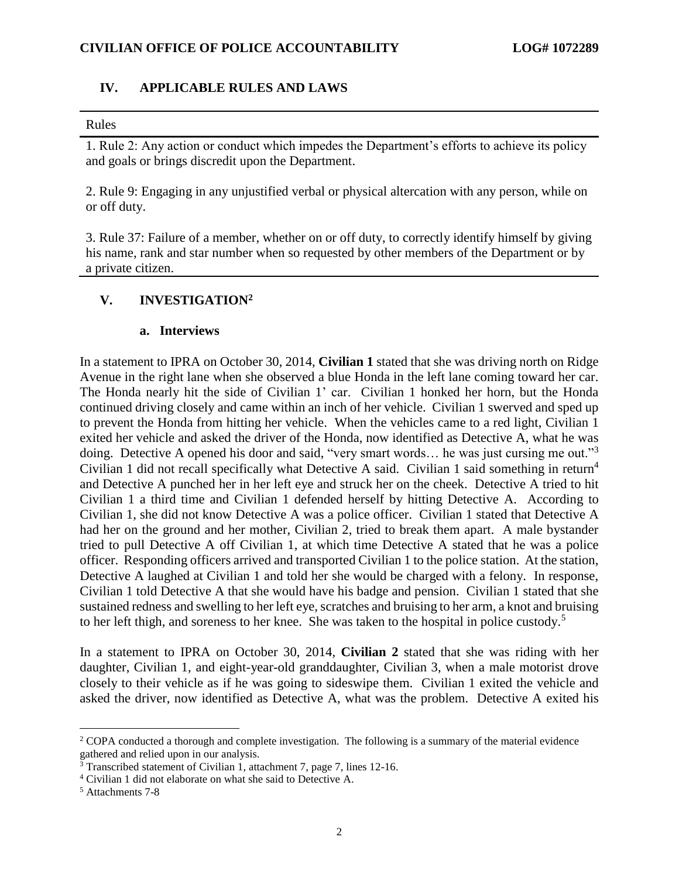## IV. APPLICABLE RULES AND LAWS

| Rules |
|---|
| 1. Rule 2: Any action or conduct which impedes the Department's efforts to achieve its policy and goals or brings discredit upon the Department. |
| 2. Rule 9: Engaging in any unjustified verbal or physical altercation with any person, while on or off duty. |
| 3. Rule 37: Failure of a member, whether on or off duty, to correctly identify himself by giving his name, rank and star number when so requested by other members of the Department or by a private citizen. |

## V. INVESTIGATION[2]

### a. Interviews

In a statement to IPRA on October 30, 2014, **Civilian 1** stated that she was driving north on Ridge Avenue in the right lane when she observed a blue Honda in the left lane coming toward her car. The Honda nearly hit the side of Civilian 1' car. Civilian 1 honked her horn, but the Honda continued driving closely and came within an inch of her vehicle. Civilian 1 swerved and sped up to prevent the Honda from hitting her vehicle. When the vehicles came to a red light, Civilian 1 exited her vehicle and asked the driver of the Honda, now identified as Detective A, what he was doing. Detective A opened his door and said, "very smart words… he was just cursing me out."[3] Civilian 1 did not recall specifically what Detective A said. Civilian 1 said something in return[4] and Detective A punched her in her left eye and struck her on the cheek. Detective A tried to hit Civilian 1 a third time and Civilian 1 defended herself by hitting Detective A. According to Civilian 1, she did not know Detective A was a police officer. Civilian 1 stated that Detective A had her on the ground and her mother, Civilian 2, tried to break them apart. A male bystander tried to pull Detective A off Civilian 1, at which time Detective A stated that he was a police officer. Responding officers arrived and transported Civilian 1 to the police station. At the station, Detective A laughed at Civilian 1 and told her she would be charged with a felony. In response, Civilian 1 told Detective A that she would have his badge and pension. Civilian 1 stated that she sustained redness and swelling to her left eye, scratches and bruising to her arm, a knot and bruising to her left thigh, and soreness to her knee. She was taken to the hospital in police custody.[5]

In a statement to IPRA on October 30, 2014, **Civilian 2** stated that she was riding with her daughter, Civilian 1, and eight-year-old granddaughter, Civilian 3, when a male motorist drove closely to their vehicle as if he was going to sideswipe them. Civilian 1 exited the vehicle and asked the driver, now identified as Detective A, what was the problem. Detective A exited his

---

[2] COPA conducted a thorough and complete investigation. The following is a summary of the material evidence gathered and relied upon in our analysis.

[3] Transcribed statement of Civilian 1, attachment 7, page 7, lines 12-16.

[4] Civilian 1 did not elaborate on what she said to Detective A.

[5] Attachments 7-8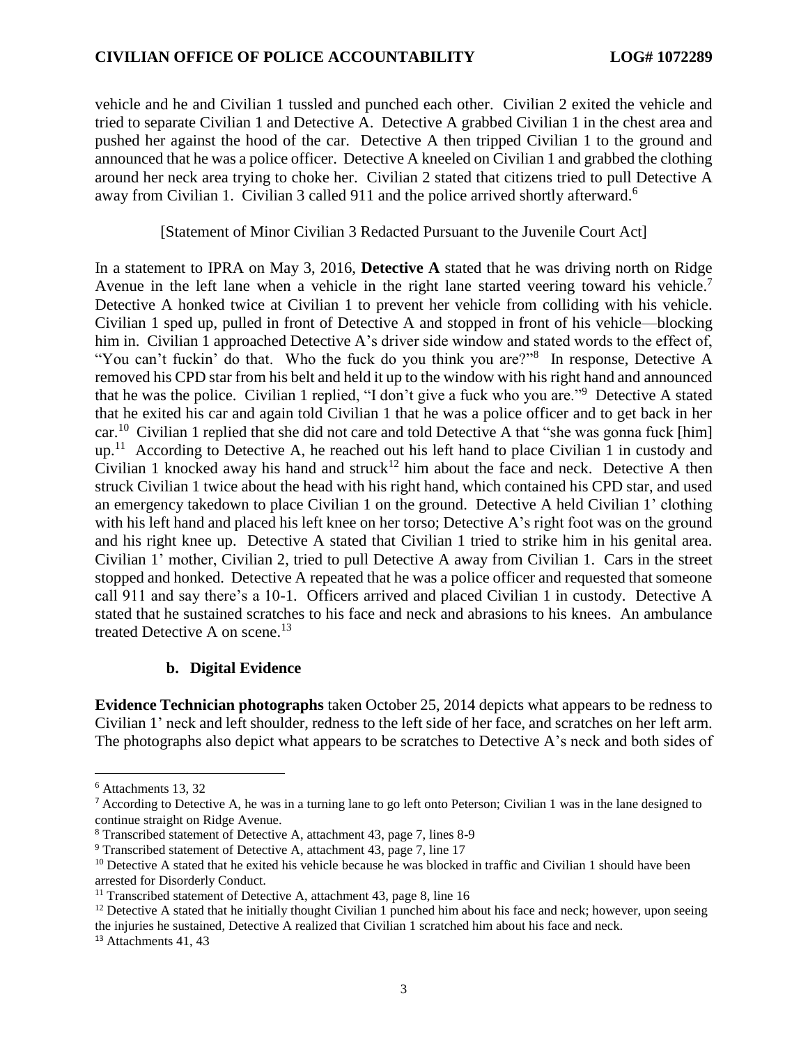vehicle and he and Civilian 1 tussled and punched each other. Civilian 2 exited the vehicle and tried to separate Civilian 1 and Detective A. Detective A grabbed Civilian 1 in the chest area and pushed her against the hood of the car. Detective A then tripped Civilian 1 to the ground and announced that he was a police officer. Detective A kneeled on Civilian 1 and grabbed the clothing around her neck area trying to choke her. Civilian 2 stated that citizens tried to pull Detective A away from Civilian 1. Civilian 3 called 911 and the police arrived shortly afterward.[6]

[Statement of Minor Civilian 3 Redacted Pursuant to the Juvenile Court Act]

In a statement to IPRA on May 3, 2016, **Detective A** stated that he was driving north on Ridge Avenue in the left lane when a vehicle in the right lane started veering toward his vehicle.[7] Detective A honked twice at Civilian 1 to prevent her vehicle from colliding with his vehicle. Civilian 1 sped up, pulled in front of Detective A and stopped in front of his vehicle—blocking him in. Civilian 1 approached Detective A's driver side window and stated words to the effect of, "You can't fuckin' do that. Who the fuck do you think you are?"[8] In response, Detective A removed his CPD star from his belt and held it up to the window with his right hand and announced that he was the police. Civilian 1 replied, "I don't give a fuck who you are."[9] Detective A stated that he exited his car and again told Civilian 1 that he was a police officer and to get back in her car.[10] Civilian 1 replied that she did not care and told Detective A that "she was gonna fuck [him] up.[11] According to Detective A, he reached out his left hand to place Civilian 1 in custody and Civilian 1 knocked away his hand and struck[12] him about the face and neck. Detective A then struck Civilian 1 twice about the head with his right hand, which contained his CPD star, and used an emergency takedown to place Civilian 1 on the ground. Detective A held Civilian 1' clothing with his left hand and placed his left knee on her torso; Detective A's right foot was on the ground and his right knee up. Detective A stated that Civilian 1 tried to strike him in his genital area. Civilian 1' mother, Civilian 2, tried to pull Detective A away from Civilian 1. Cars in the street stopped and honked. Detective A repeated that he was a police officer and requested that someone call 911 and say there's a 10-1. Officers arrived and placed Civilian 1 in custody. Detective A stated that he sustained scratches to his face and neck and abrasions to his knees. An ambulance treated Detective A on scene.[13]

### b. Digital Evidence

**Evidence Technician photographs** taken October 25, 2014 depicts what appears to be redness to Civilian 1' neck and left shoulder, redness to the left side of her face, and scratches on her left arm. The photographs also depict what appears to be scratches to Detective A's neck and both sides of

---

[6] Attachments 13, 32

[7] According to Detective A, he was in a turning lane to go left onto Peterson; Civilian 1 was in the lane designed to continue straight on Ridge Avenue.

[8] Transcribed statement of Detective A, attachment 43, page 7, lines 8-9

[9] Transcribed statement of Detective A, attachment 43, page 7, line 17

[10] Detective A stated that he exited his vehicle because he was blocked in traffic and Civilian 1 should have been arrested for Disorderly Conduct.

[11] Transcribed statement of Detective A, attachment 43, page 8, line 16

[12] Detective A stated that he initially thought Civilian 1 punched him about his face and neck; however, upon seeing the injuries he sustained, Detective A realized that Civilian 1 scratched him about his face and neck.

[13] Attachments 41, 43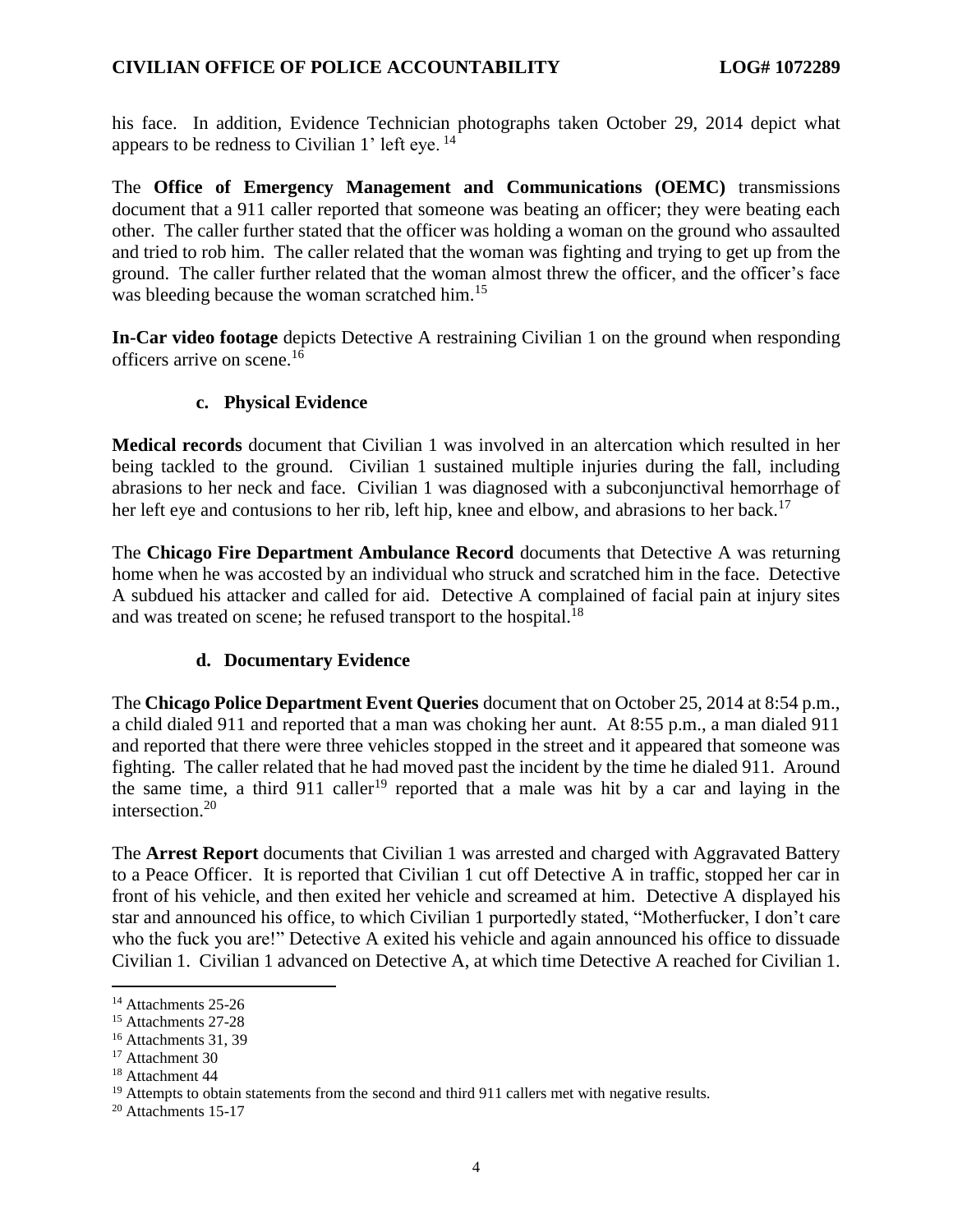his face. In addition, Evidence Technician photographs taken October 29, 2014 depict what appears to be redness to Civilian 1' left eye. [14]

The **Office of Emergency Management and Communications (OEMC)** transmissions document that a 911 caller reported that someone was beating an officer; they were beating each other. The caller further stated that the officer was holding a woman on the ground who assaulted and tried to rob him. The caller related that the woman was fighting and trying to get up from the ground. The caller further related that the woman almost threw the officer, and the officer's face was bleeding because the woman scratched him.[15]

**In-Car video footage** depicts Detective A restraining Civilian 1 on the ground when responding officers arrive on scene.[16]

### c. Physical Evidence

**Medical records** document that Civilian 1 was involved in an altercation which resulted in her being tackled to the ground. Civilian 1 sustained multiple injuries during the fall, including abrasions to her neck and face. Civilian 1 was diagnosed with a subconjunctival hemorrhage of her left eye and contusions to her rib, left hip, knee and elbow, and abrasions to her back.[17]

The **Chicago Fire Department Ambulance Record** documents that Detective A was returning home when he was accosted by an individual who struck and scratched him in the face. Detective A subdued his attacker and called for aid. Detective A complained of facial pain at injury sites and was treated on scene; he refused transport to the hospital.[18]

### d. Documentary Evidence

The **Chicago Police Department Event Queries** document that on October 25, 2014 at 8:54 p.m., a child dialed 911 and reported that a man was choking her aunt. At 8:55 p.m., a man dialed 911 and reported that there were three vehicles stopped in the street and it appeared that someone was fighting. The caller related that he had moved past the incident by the time he dialed 911. Around the same time, a third 911 caller[19] reported that a male was hit by a car and laying in the intersection.[20]

The **Arrest Report** documents that Civilian 1 was arrested and charged with Aggravated Battery to a Peace Officer. It is reported that Civilian 1 cut off Detective A in traffic, stopped her car in front of his vehicle, and then exited her vehicle and screamed at him. Detective A displayed his star and announced his office, to which Civilian 1 purportedly stated, "Motherfucker, I don't care who the fuck you are!" Detective A exited his vehicle and again announced his office to dissuade Civilian 1. Civilian 1 advanced on Detective A, at which time Detective A reached for Civilian 1.

---

[14] Attachments 25-26

[15] Attachments 27-28

[16] Attachments 31, 39

[17] Attachment 30

[18] Attachment 44

[19] Attempts to obtain statements from the second and third 911 callers met with negative results.

[20] Attachments 15-17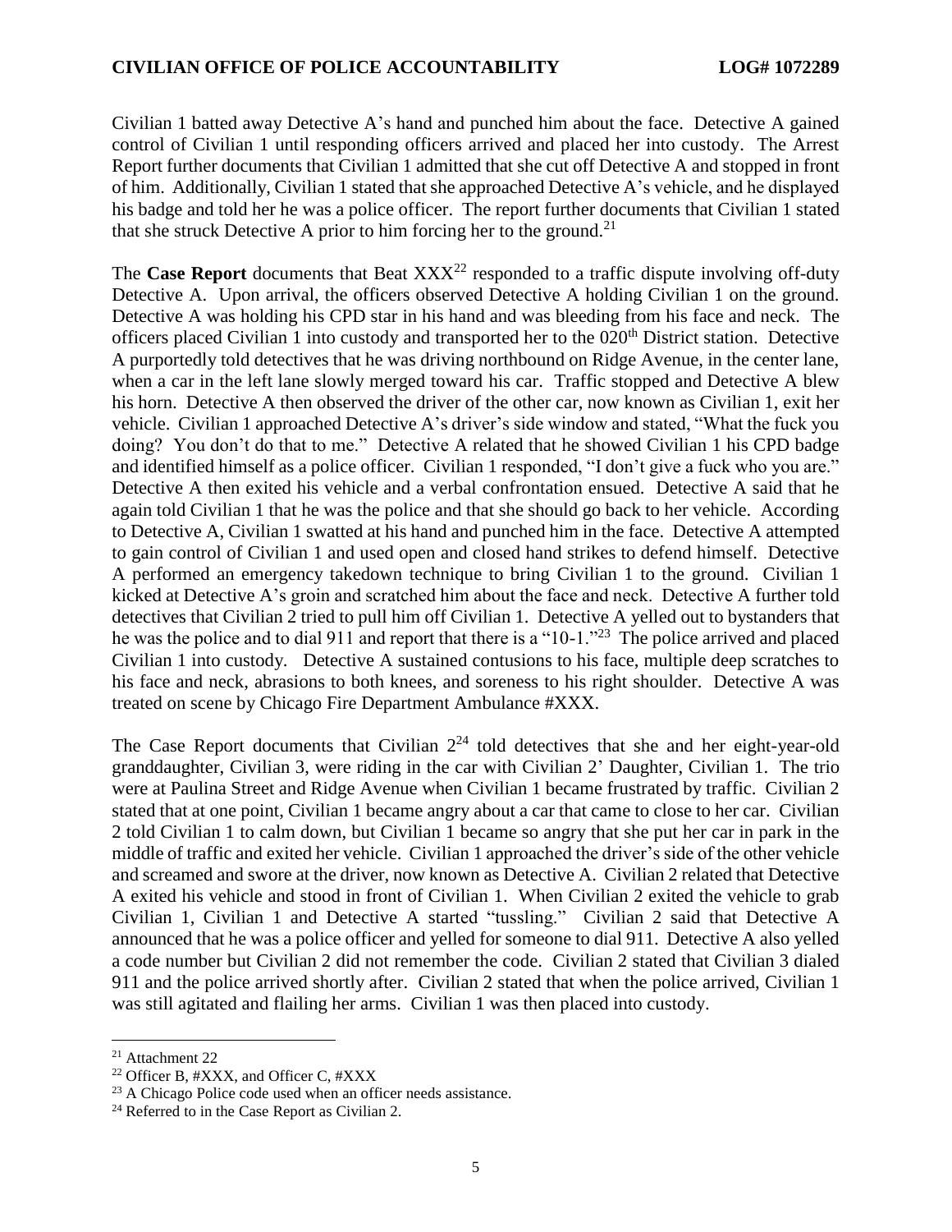Civilian 1 batted away Detective A's hand and punched him about the face. Detective A gained control of Civilian 1 until responding officers arrived and placed her into custody. The Arrest Report further documents that Civilian 1 admitted that she cut off Detective A and stopped in front of him. Additionally, Civilian 1 stated that she approached Detective A's vehicle, and he displayed his badge and told her he was a police officer. The report further documents that Civilian 1 stated that she struck Detective A prior to him forcing her to the ground.[21]

The **Case Report** documents that Beat XXX[22] responded to a traffic dispute involving off-duty Detective A. Upon arrival, the officers observed Detective A holding Civilian 1 on the ground. Detective A was holding his CPD star in his hand and was bleeding from his face and neck. The officers placed Civilian 1 into custody and transported her to the 020th District station. Detective A purportedly told detectives that he was driving northbound on Ridge Avenue, in the center lane, when a car in the left lane slowly merged toward his car. Traffic stopped and Detective A blew his horn. Detective A then observed the driver of the other car, now known as Civilian 1, exit her vehicle. Civilian 1 approached Detective A's driver's side window and stated, "What the fuck you doing? You don't do that to me." Detective A related that he showed Civilian 1 his CPD badge and identified himself as a police officer. Civilian 1 responded, "I don't give a fuck who you are." Detective A then exited his vehicle and a verbal confrontation ensued. Detective A said that he again told Civilian 1 that he was the police and that she should go back to her vehicle. According to Detective A, Civilian 1 swatted at his hand and punched him in the face. Detective A attempted to gain control of Civilian 1 and used open and closed hand strikes to defend himself. Detective A performed an emergency takedown technique to bring Civilian 1 to the ground. Civilian 1 kicked at Detective A's groin and scratched him about the face and neck. Detective A further told detectives that Civilian 2 tried to pull him off Civilian 1. Detective A yelled out to bystanders that he was the police and to dial 911 and report that there is a "10-1."[23] The police arrived and placed Civilian 1 into custody. Detective A sustained contusions to his face, multiple deep scratches to his face and neck, abrasions to both knees, and soreness to his right shoulder. Detective A was treated on scene by Chicago Fire Department Ambulance #XXX.

The Case Report documents that Civilian 2[24] told detectives that she and her eight-year-old granddaughter, Civilian 3, were riding in the car with Civilian 2' Daughter, Civilian 1. The trio were at Paulina Street and Ridge Avenue when Civilian 1 became frustrated by traffic. Civilian 2 stated that at one point, Civilian 1 became angry about a car that came to close to her car. Civilian 2 told Civilian 1 to calm down, but Civilian 1 became so angry that she put her car in park in the middle of traffic and exited her vehicle. Civilian 1 approached the driver's side of the other vehicle and screamed and swore at the driver, now known as Detective A. Civilian 2 related that Detective A exited his vehicle and stood in front of Civilian 1. When Civilian 2 exited the vehicle to grab Civilian 1, Civilian 1 and Detective A started "tussling." Civilian 2 said that Detective A announced that he was a police officer and yelled for someone to dial 911. Detective A also yelled a code number but Civilian 2 did not remember the code. Civilian 2 stated that Civilian 3 dialed 911 and the police arrived shortly after. Civilian 2 stated that when the police arrived, Civilian 1 was still agitated and flailing her arms. Civilian 1 was then placed into custody.

---

[21] Attachment 22

[22] Officer B, #XXX, and Officer C, #XXX

[23] A Chicago Police code used when an officer needs assistance.

[24] Referred to in the Case Report as Civilian 2.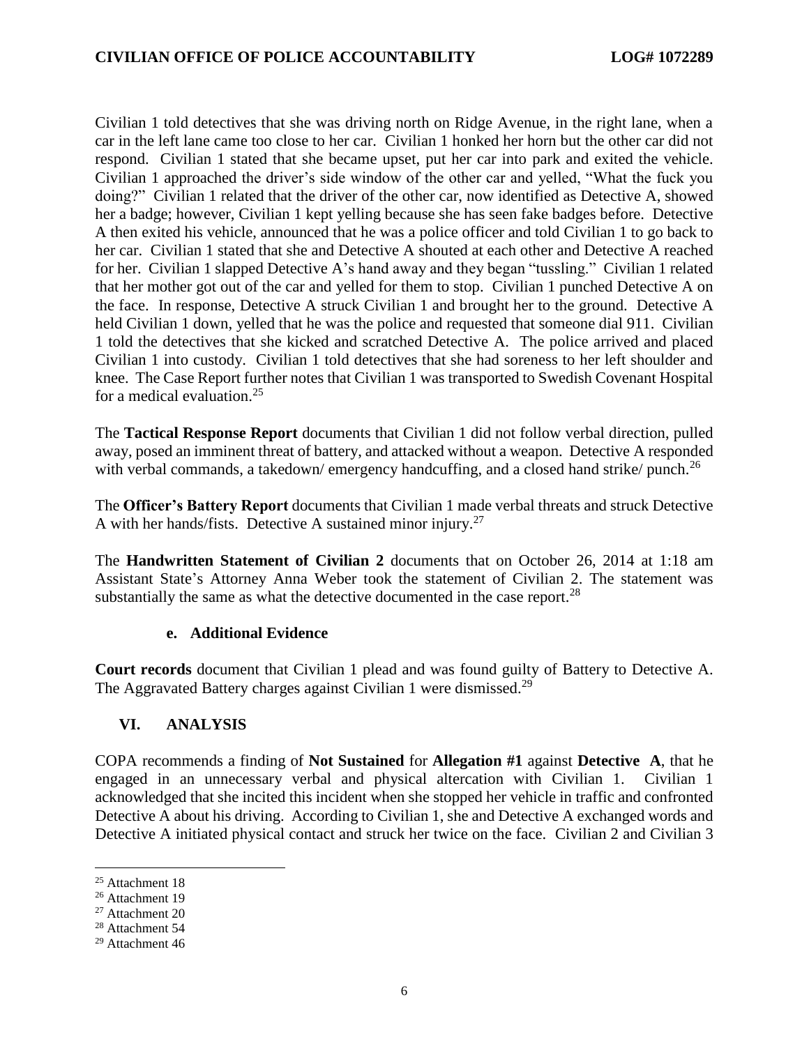Civilian 1 told detectives that she was driving north on Ridge Avenue, in the right lane, when a car in the left lane came too close to her car. Civilian 1 honked her horn but the other car did not respond. Civilian 1 stated that she became upset, put her car into park and exited the vehicle. Civilian 1 approached the driver's side window of the other car and yelled, "What the fuck you doing?" Civilian 1 related that the driver of the other car, now identified as Detective A, showed her a badge; however, Civilian 1 kept yelling because she has seen fake badges before. Detective A then exited his vehicle, announced that he was a police officer and told Civilian 1 to go back to her car. Civilian 1 stated that she and Detective A shouted at each other and Detective A reached for her. Civilian 1 slapped Detective A's hand away and they began "tussling." Civilian 1 related that her mother got out of the car and yelled for them to stop. Civilian 1 punched Detective A on the face. In response, Detective A struck Civilian 1 and brought her to the ground. Detective A held Civilian 1 down, yelled that he was the police and requested that someone dial 911. Civilian 1 told the detectives that she kicked and scratched Detective A. The police arrived and placed Civilian 1 into custody. Civilian 1 told detectives that she had soreness to her left shoulder and knee. The Case Report further notes that Civilian 1 was transported to Swedish Covenant Hospital for a medical evaluation.[25]

The **Tactical Response Report** documents that Civilian 1 did not follow verbal direction, pulled away, posed an imminent threat of battery, and attacked without a weapon. Detective A responded with verbal commands, a takedown/ emergency handcuffing, and a closed hand strike/ punch.[26]

The **Officer's Battery Report** documents that Civilian 1 made verbal threats and struck Detective A with her hands/fists. Detective A sustained minor injury.[27]

The **Handwritten Statement of Civilian 2** documents that on October 26, 2014 at 1:18 am Assistant State's Attorney Anna Weber took the statement of Civilian 2. The statement was substantially the same as what the detective documented in the case report.[28]

### e. Additional Evidence

**Court records** document that Civilian 1 plead and was found guilty of Battery to Detective A. The Aggravated Battery charges against Civilian 1 were dismissed.[29]

## VI. ANALYSIS

COPA recommends a finding of **Not Sustained** for **Allegation #1** against **Detective A**, that he engaged in an unnecessary verbal and physical altercation with Civilian 1. Civilian 1 acknowledged that she incited this incident when she stopped her vehicle in traffic and confronted Detective A about his driving. According to Civilian 1, she and Detective A exchanged words and Detective A initiated physical contact and struck her twice on the face. Civilian 2 and Civilian 3

---

[25] Attachment 18

[26] Attachment 19

[27] Attachment 20

[28] Attachment 54

[29] Attachment 46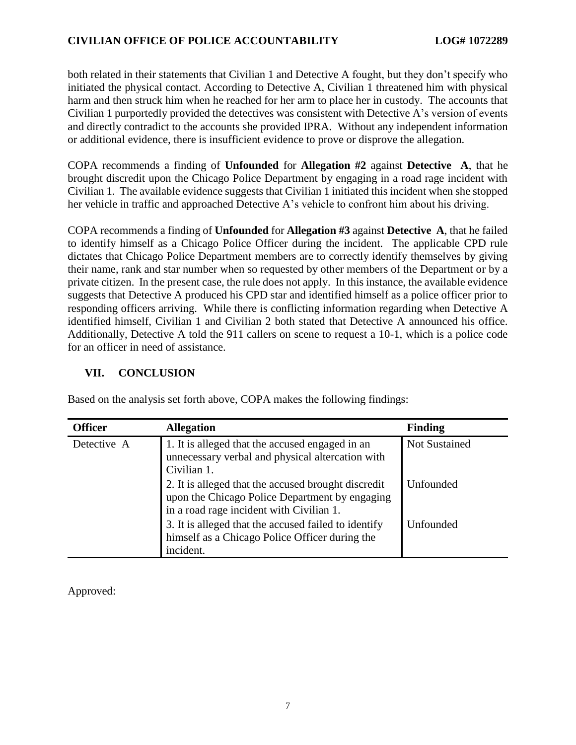both related in their statements that Civilian 1 and Detective A fought, but they don't specify who initiated the physical contact. According to Detective A, Civilian 1 threatened him with physical harm and then struck him when he reached for her arm to place her in custody. The accounts that Civilian 1 purportedly provided the detectives was consistent with Detective A's version of events and directly contradict to the accounts she provided IPRA. Without any independent information or additional evidence, there is insufficient evidence to prove or disprove the allegation.

COPA recommends a finding of **Unfounded** for **Allegation #2** against **Detective A**, that he brought discredit upon the Chicago Police Department by engaging in a road rage incident with Civilian 1. The available evidence suggests that Civilian 1 initiated this incident when she stopped her vehicle in traffic and approached Detective A's vehicle to confront him about his driving.

COPA recommends a finding of **Unfounded** for **Allegation #3** against **Detective A**, that he failed to identify himself as a Chicago Police Officer during the incident. The applicable CPD rule dictates that Chicago Police Department members are to correctly identify themselves by giving their name, rank and star number when so requested by other members of the Department or by a private citizen. In the present case, the rule does not apply. In this instance, the available evidence suggests that Detective A produced his CPD star and identified himself as a police officer prior to responding officers arriving. While there is conflicting information regarding when Detective A identified himself, Civilian 1 and Civilian 2 both stated that Detective A announced his office. Additionally, Detective A told the 911 callers on scene to request a 10-1, which is a police code for an officer in need of assistance.

## VII. CONCLUSION

Based on the analysis set forth above, COPA makes the following findings:

| Officer | Allegation | Finding |
|---|---|---|
| Detective A | 1. It is alleged that the accused engaged in an unnecessary verbal and physical altercation with Civilian 1. | Not Sustained |
| | 2. It is alleged that the accused brought discredit upon the Chicago Police Department by engaging in a road rage incident with Civilian 1. | Unfounded |
| | 3. It is alleged that the accused failed to identify himself as a Chicago Police Officer during the incident. | Unfounded |

Approved: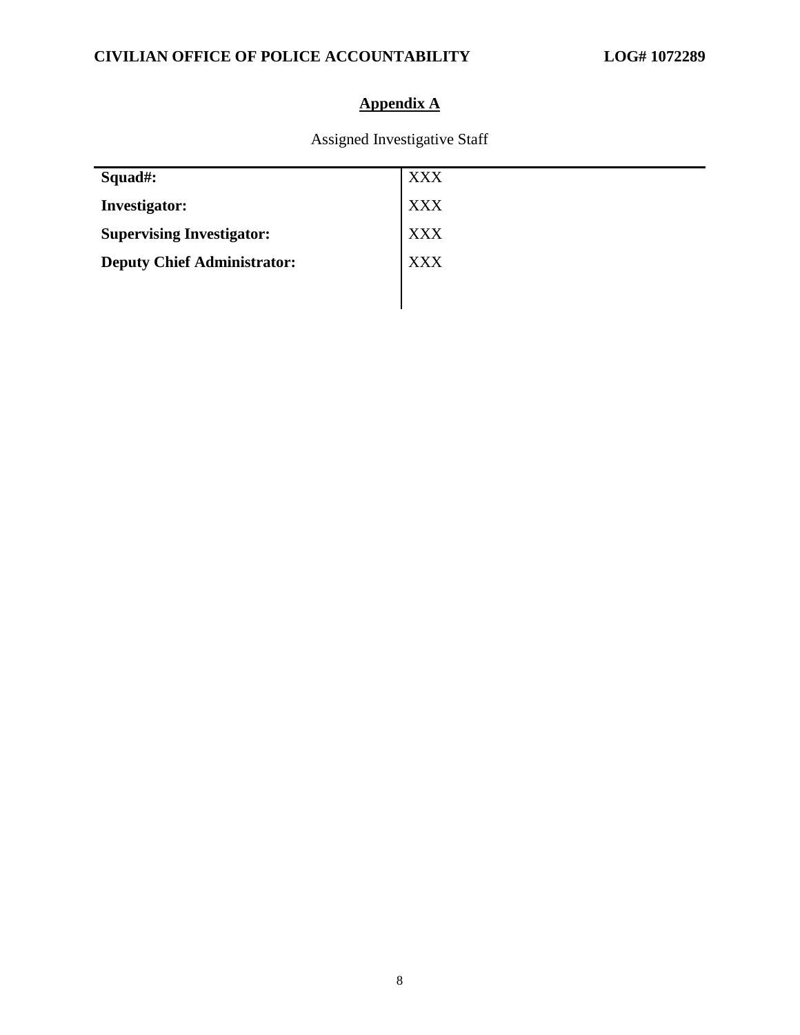## Appendix A

Assigned Investigative Staff

| | |
|---|---|
| **Squad#:** | XXX |
| **Investigator:** | XXX |
| **Supervising Investigator:** | XXX |
| **Deputy Chief Administrator:** | XXX |